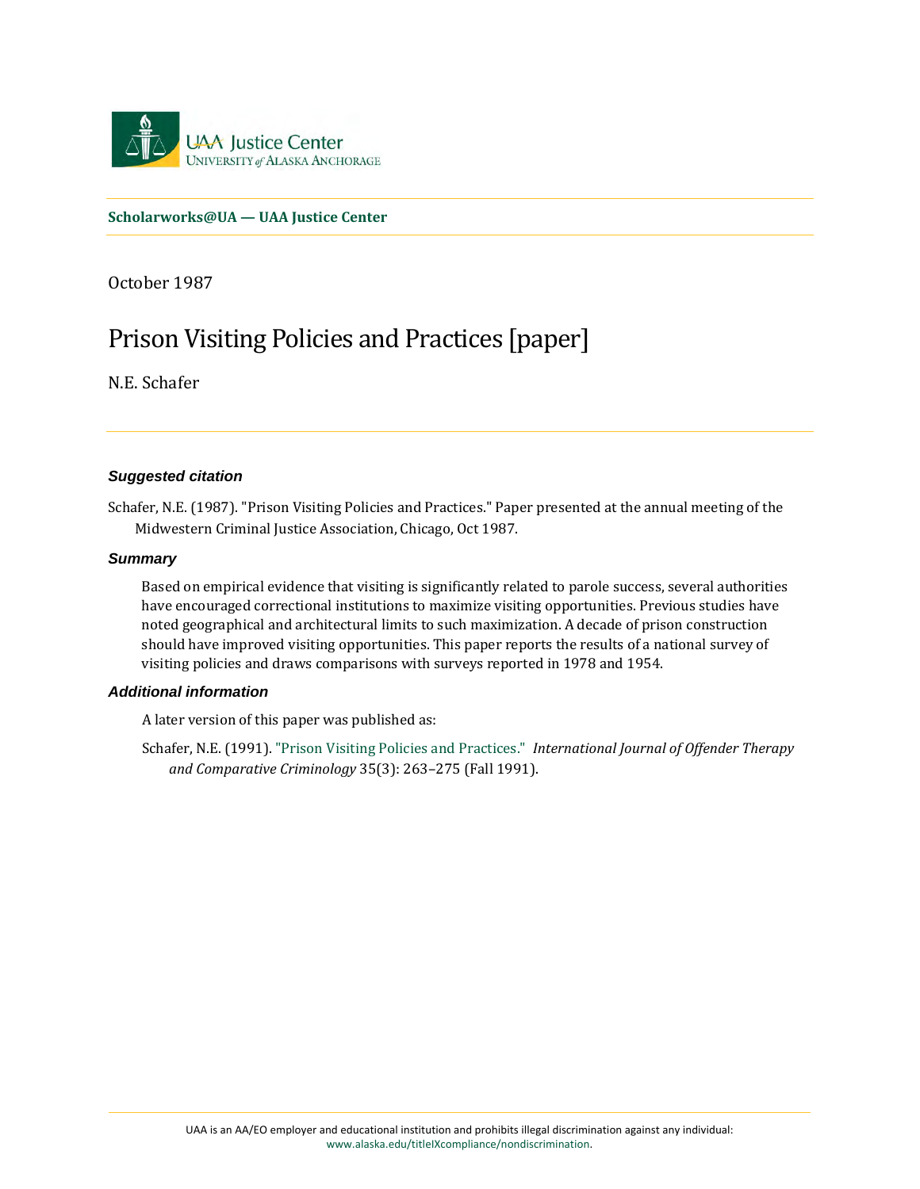UAA Justice Center
UNIVERSITY of ALASKA ANCHORAGE

**Scholarworks@UA — UAA Justice Center**

October 1987

# Prison Visiting Policies and Practices [paper]

N.E. Schafer

### *Suggested citation*

Schafer, N.E. (1987). "Prison Visiting Policies and Practices." Paper presented at the annual meeting of the Midwestern Criminal Justice Association, Chicago, Oct 1987.

### *Summary*

Based on empirical evidence that visiting is significantly related to parole success, several authorities have encouraged correctional institutions to maximize visiting opportunities. Previous studies have noted geographical and architectural limits to such maximization. A decade of prison construction should have improved visiting opportunities. This paper reports the results of a national survey of visiting policies and draws comparisons with surveys reported in 1978 and 1954.

### *Additional information*

A later version of this paper was published as:

Schafer, N.E. (1991). "Prison Visiting Policies and Practices." *International Journal of Offender Therapy and Comparative Criminology* 35(3): 263–275 (Fall 1991).

UAA is an AA/EO employer and educational institution and prohibits illegal discrimination against any individual: www.alaska.edu/titleIXcompliance/nondiscrimination.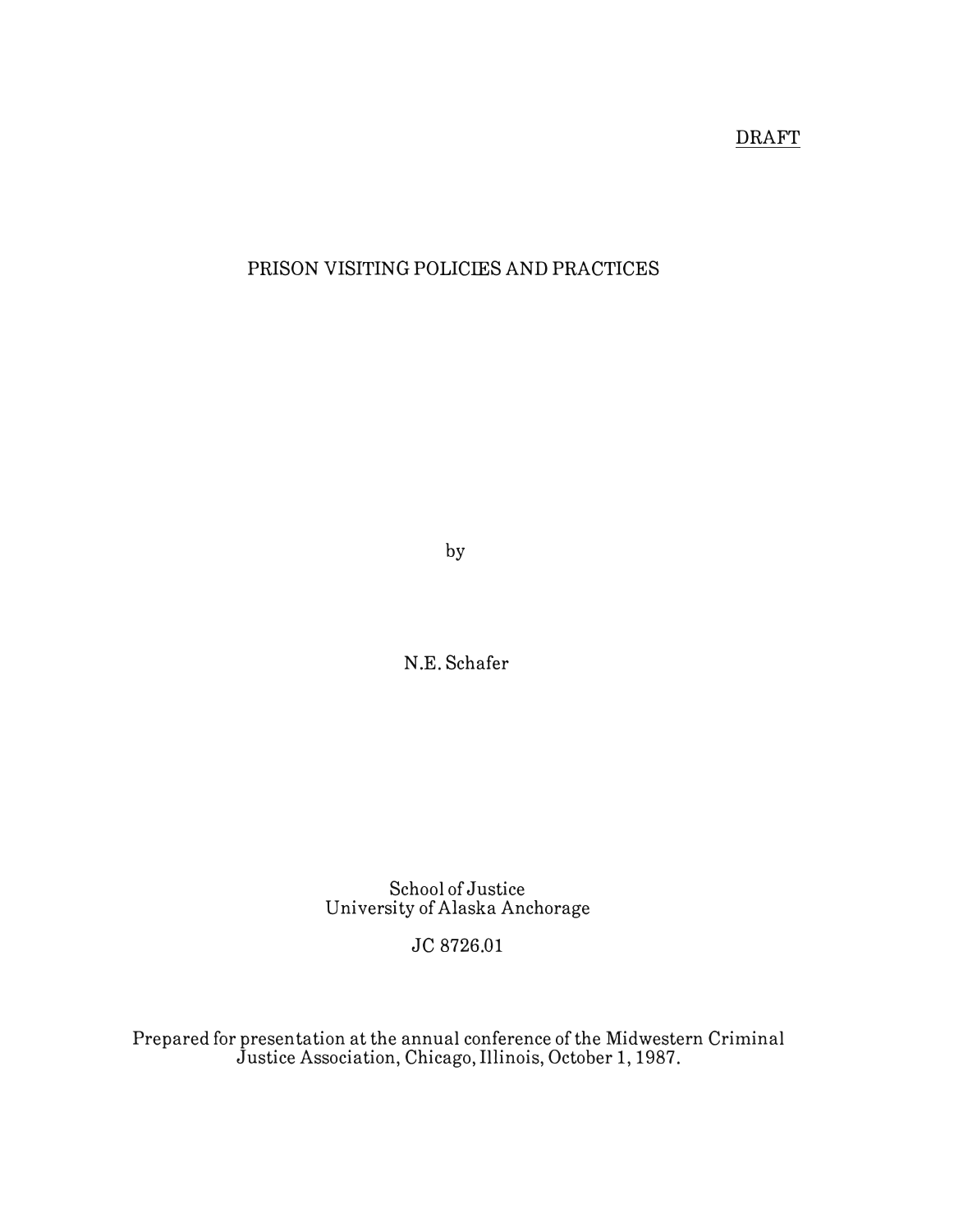DRAFT

# PRISON VISITING POLICIES AND PRACTICES

by

N.E. Schafer

School of Justice
University of Alaska Anchorage

JC 8726.01

Prepared for presentation at the annual conference of the Midwestern Criminal Justice Association, Chicago, Illinois, October 1, 1987.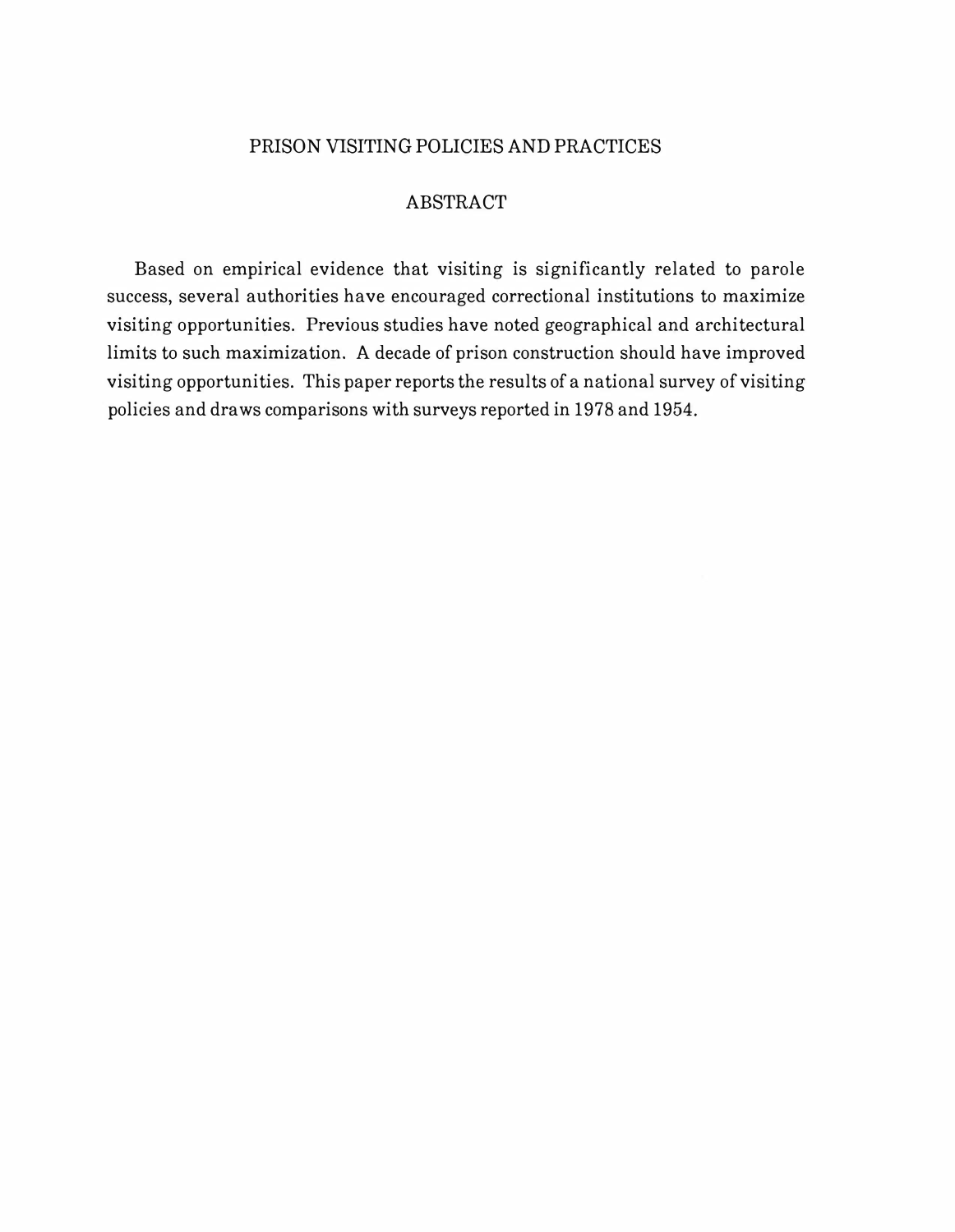# PRISON VISITING POLICIES AND PRACTICES

## ABSTRACT

Based on empirical evidence that visiting is significantly related to parole success, several authorities have encouraged correctional institutions to maximize visiting opportunities. Previous studies have noted geographical and architectural limits to such maximization. A decade of prison construction should have improved visiting opportunities. This paper reports the results of a national survey of visiting policies and draws comparisons with surveys reported in 1978 and 1954.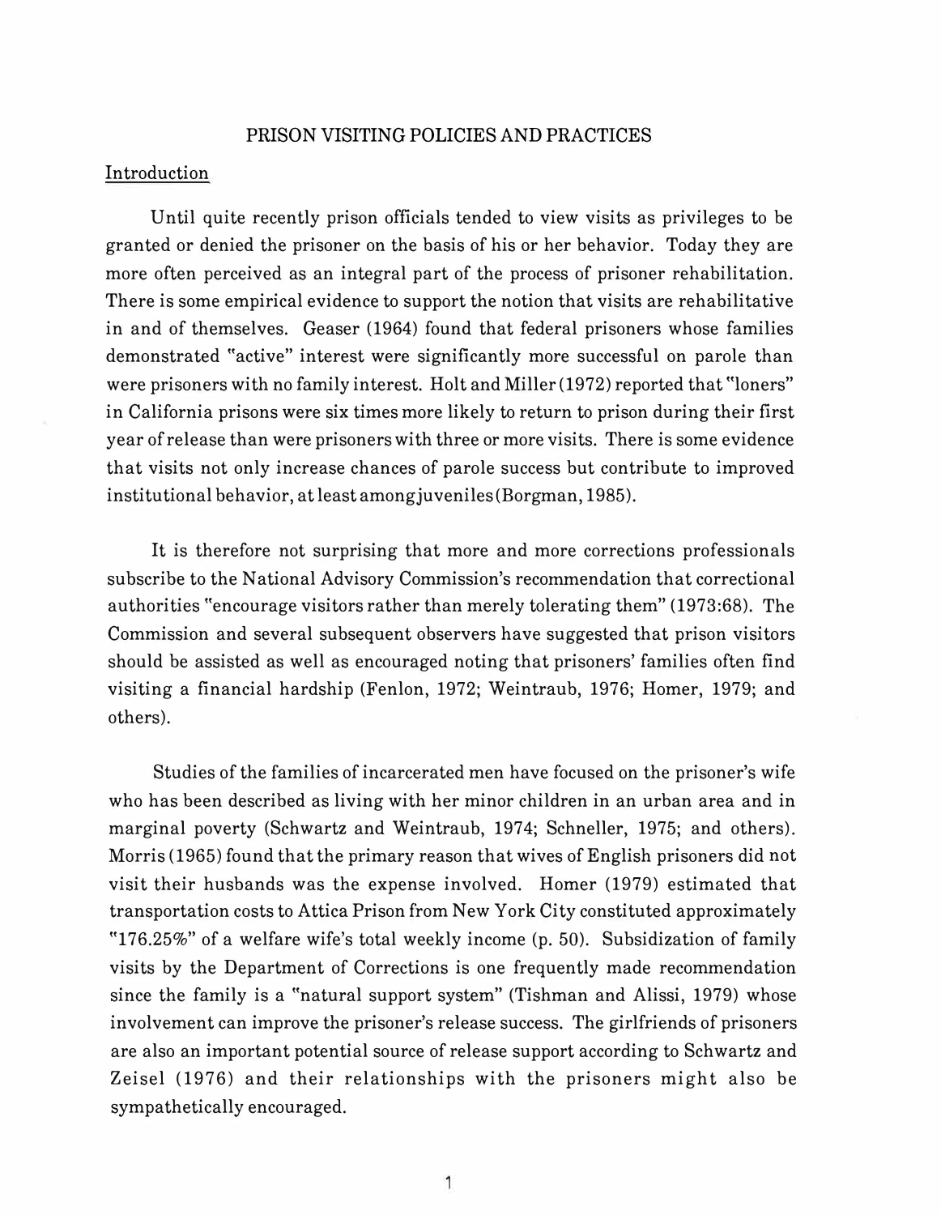# PRISON VISITING POLICIES AND PRACTICES

## Introduction

Until quite recently prison officials tended to view visits as privileges to be granted or denied the prisoner on the basis of his or her behavior. Today they are more often perceived as an integral part of the process of prisoner rehabilitation. There is some empirical evidence to support the notion that visits are rehabilitative in and of themselves. Geaser (1964) found that federal prisoners whose families demonstrated "active" interest were significantly more successful on parole than were prisoners with no family interest. Holt and Miller (1972) reported that "loners" in California prisons were six times more likely to return to prison during their first year of release than were prisoners with three or more visits. There is some evidence that visits not only increase chances of parole success but contribute to improved institutional behavior, at least among juveniles (Borgman, 1985).

It is therefore not surprising that more and more corrections professionals subscribe to the National Advisory Commission's recommendation that correctional authorities "encourage visitors rather than merely tolerating them" (1973:68). The Commission and several subsequent observers have suggested that prison visitors should be assisted as well as encouraged noting that prisoners' families often find visiting a financial hardship (Fenlon, 1972; Weintraub, 1976; Homer, 1979; and others).

Studies of the families of incarcerated men have focused on the prisoner's wife who has been described as living with her minor children in an urban area and in marginal poverty (Schwartz and Weintraub, 1974; Schneller, 1975; and others). Morris (1965) found that the primary reason that wives of English prisoners did not visit their husbands was the expense involved. Homer (1979) estimated that transportation costs to Attica Prison from New York City constituted approximately "176.25%" of a welfare wife's total weekly income (p. 50). Subsidization of family visits by the Department of Corrections is one frequently made recommendation since the family is a "natural support system" (Tishman and Alissi, 1979) whose involvement can improve the prisoner's release success. The girlfriends of prisoners are also an important potential source of release support according to Schwartz and Zeisel (1976) and their relationships with the prisoners might also be sympathetically encouraged.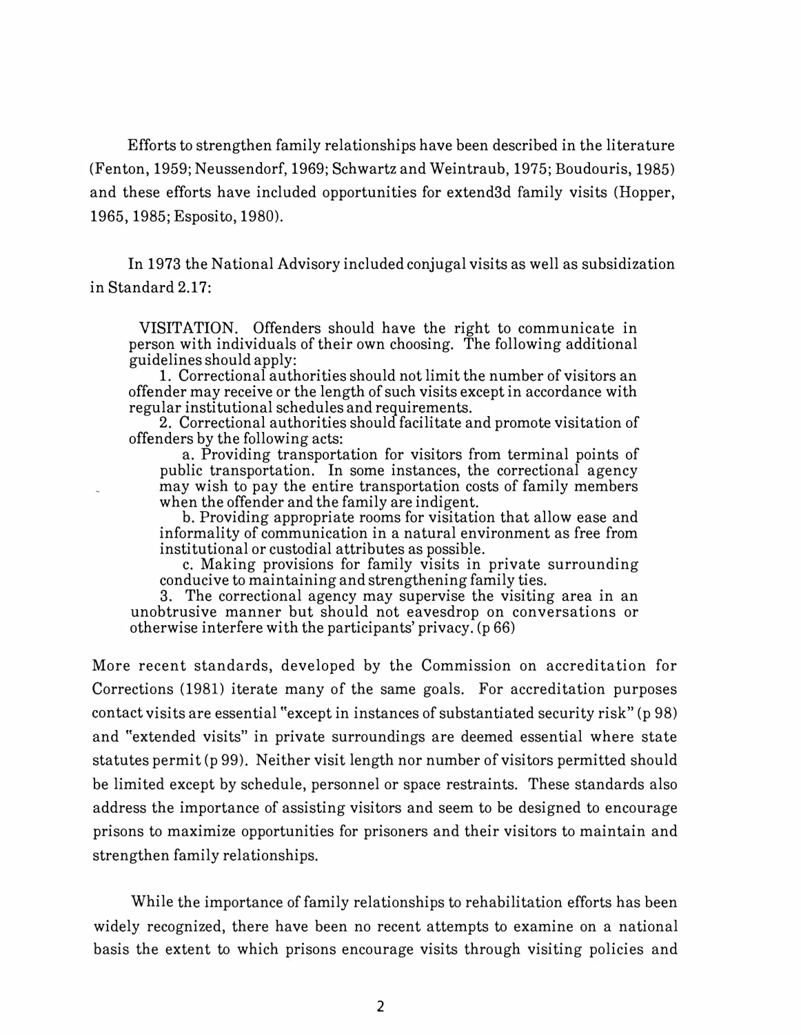Efforts to strengthen family relationships have been described in the literature (Fenton, 1959; Neussendorf, 1969; Schwartz and Weintraub, 1975; Boudouris, 1985) and these efforts have included opportunities for extend3d family visits (Hopper, 1965, 1985; Esposito, 1980).

In 1973 the National Advisory included conjugal visits as well as subsidization in Standard 2.17:

> VISITATION. Offenders should have the right to communicate in person with individuals of their own choosing. The following additional guidelines should apply:
>
> 1. Correctional authorities should not limit the number of visitors an offender may receive or the length of such visits except in accordance with regular institutional schedules and requirements.
> 2. Correctional authorities should facilitate and promote visitation of offenders by the following acts:
>    a. Providing transportation for visitors from terminal points of public transportation. In some instances, the correctional agency may wish to pay the entire transportation costs of family members when the offender and the family are indigent.
>    b. Providing appropriate rooms for visitation that allow ease and informality of communication in a natural environment as free from institutional or custodial attributes as possible.
>    c. Making provisions for family visits in private surrounding conducive to maintaining and strengthening family ties.
> 3. The correctional agency may supervise the visiting area in an unobtrusive manner but should not eavesdrop on conversations or otherwise interfere with the participants' privacy. (p 66)

More recent standards, developed by the Commission on accreditation for Corrections (1981) iterate many of the same goals. For accreditation purposes contact visits are essential "except in instances of substantiated security risk" (p 98) and "extended visits" in private surroundings are deemed essential where state statutes permit (p 99). Neither visit length nor number of visitors permitted should be limited except by schedule, personnel or space restraints. These standards also address the importance of assisting visitors and seem to be designed to encourage prisons to maximize opportunities for prisoners and their visitors to maintain and strengthen family relationships.

While the importance of family relationships to rehabilitation efforts has been widely recognized, there have been no recent attempts to examine on a national basis the extent to which prisons encourage visits through visiting policies and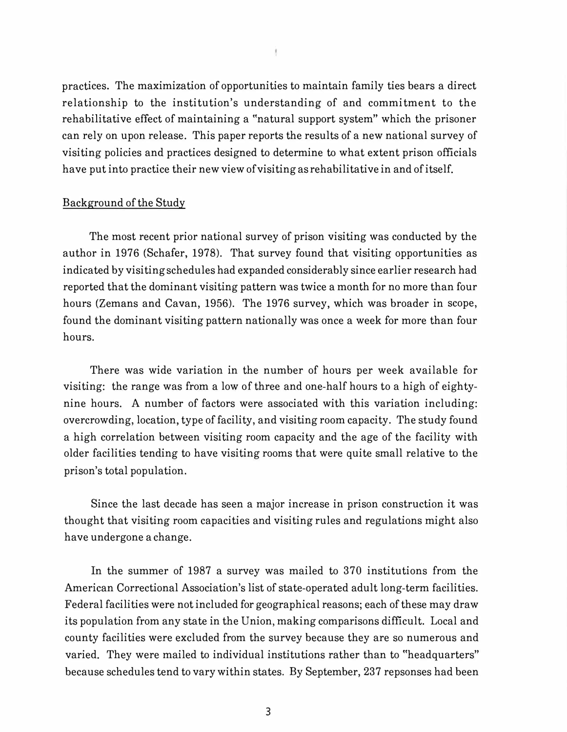practices. The maximization of opportunities to maintain family ties bears a direct relationship to the institution's understanding of and commitment to the rehabilitative effect of maintaining a "natural support system" which the prisoner can rely on upon release. This paper reports the results of a new national survey of visiting policies and practices designed to determine to what extent prison officials have put into practice their new view of visiting as rehabilitative in and of itself.

## Background of the Study

The most recent prior national survey of prison visiting was conducted by the author in 1976 (Schafer, 1978). That survey found that visiting opportunities as indicated by visiting schedules had expanded considerably since earlier research had reported that the dominant visiting pattern was twice a month for no more than four hours (Zemans and Cavan, 1956). The 1976 survey, which was broader in scope, found the dominant visiting pattern nationally was once a week for more than four hours.

There was wide variation in the number of hours per week available for visiting: the range was from a low of three and one-half hours to a high of eighty-nine hours. A number of factors were associated with this variation including: overcrowding, location, type of facility, and visiting room capacity. The study found a high correlation between visiting room capacity and the age of the facility with older facilities tending to have visiting rooms that were quite small relative to the prison's total population.

Since the last decade has seen a major increase in prison construction it was thought that visiting room capacities and visiting rules and regulations might also have undergone a change.

In the summer of 1987 a survey was mailed to 370 institutions from the American Correctional Association's list of state-operated adult long-term facilities. Federal facilities were not included for geographical reasons; each of these may draw its population from any state in the Union, making comparisons difficult. Local and county facilities were excluded from the survey because they are so numerous and varied. They were mailed to individual institutions rather than to "headquarters" because schedules tend to vary within states. By September, 237 repsonses had been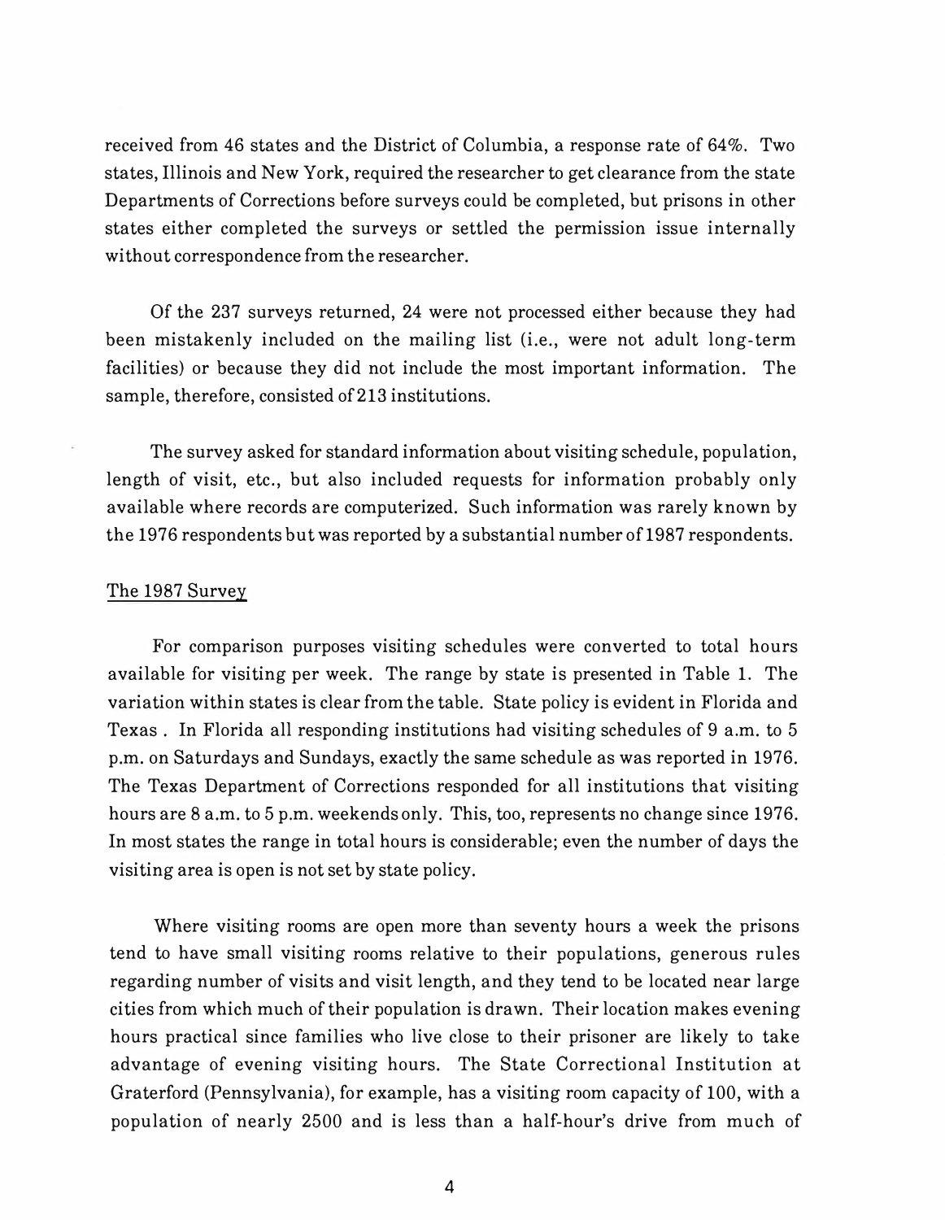received from 46 states and the District of Columbia, a response rate of 64%. Two states, Illinois and New York, required the researcher to get clearance from the state Departments of Corrections before surveys could be completed, but prisons in other states either completed the surveys or settled the permission issue internally without correspondence from the researcher.

Of the 237 surveys returned, 24 were not processed either because they had been mistakenly included on the mailing list (i.e., were not adult long-term facilities) or because they did not include the most important information. The sample, therefore, consisted of 213 institutions.

The survey asked for standard information about visiting schedule, population, length of visit, etc., but also included requests for information probably only available where records are computerized. Such information was rarely known by the 1976 respondents but was reported by a substantial number of 1987 respondents.

## The 1987 Survey

For comparison purposes visiting schedules were converted to total hours available for visiting per week. The range by state is presented in Table 1. The variation within states is clear from the table. State policy is evident in Florida and Texas . In Florida all responding institutions had visiting schedules of 9 a.m. to 5 p.m. on Saturdays and Sundays, exactly the same schedule as was reported in 1976. The Texas Department of Corrections responded for all institutions that visiting hours are 8 a.m. to 5 p.m. weekends only. This, too, represents no change since 1976. In most states the range in total hours is considerable; even the number of days the visiting area is open is not set by state policy.

Where visiting rooms are open more than seventy hours a week the prisons tend to have small visiting rooms relative to their populations, generous rules regarding number of visits and visit length, and they tend to be located near large cities from which much of their population is drawn. Their location makes evening hours practical since families who live close to their prisoner are likely to take advantage of evening visiting hours. The State Correctional Institution at Graterford (Pennsylvania), for example, has a visiting room capacity of 100, with a population of nearly 2500 and is less than a half-hour's drive from much of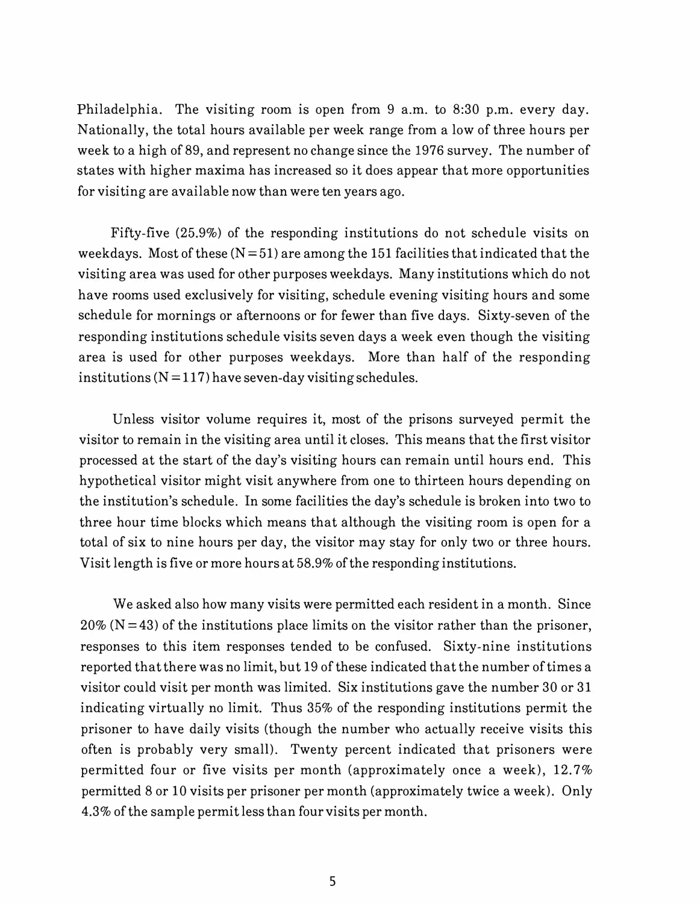Philadelphia. The visiting room is open from 9 a.m. to 8:30 p.m. every day. Nationally, the total hours available per week range from a low of three hours per week to a high of 89, and represent no change since the 1976 survey. The number of states with higher maxima has increased so it does appear that more opportunities for visiting are available now than were ten years ago.

Fifty-five (25.9%) of the responding institutions do not schedule visits on weekdays. Most of these (N = 51) are among the 151 facilities that indicated that the visiting area was used for other purposes weekdays. Many institutions which do not have rooms used exclusively for visiting, schedule evening visiting hours and some schedule for mornings or afternoons or for fewer than five days. Sixty-seven of the responding institutions schedule visits seven days a week even though the visiting area is used for other purposes weekdays. More than half of the responding institutions (N = 117) have seven-day visiting schedules.

Unless visitor volume requires it, most of the prisons surveyed permit the visitor to remain in the visiting area until it closes. This means that the first visitor processed at the start of the day's visiting hours can remain until hours end. This hypothetical visitor might visit anywhere from one to thirteen hours depending on the institution's schedule. In some facilities the day's schedule is broken into two to three hour time blocks which means that although the visiting room is open for a total of six to nine hours per day, the visitor may stay for only two or three hours. Visit length is five or more hours at 58.9% of the responding institutions.

We asked also how many visits were permitted each resident in a month. Since 20% (N = 43) of the institutions place limits on the visitor rather than the prisoner, responses to this item responses tended to be confused. Sixty-nine institutions reported that there was no limit, but 19 of these indicated that the number of times a visitor could visit per month was limited. Six institutions gave the number 30 or 31 indicating virtually no limit. Thus 35% of the responding institutions permit the prisoner to have daily visits (though the number who actually receive visits this often is probably very small). Twenty percent indicated that prisoners were permitted four or five visits per month (approximately once a week), 12.7% permitted 8 or 10 visits per prisoner per month (approximately twice a week). Only 4.3% of the sample permit less than four visits per month.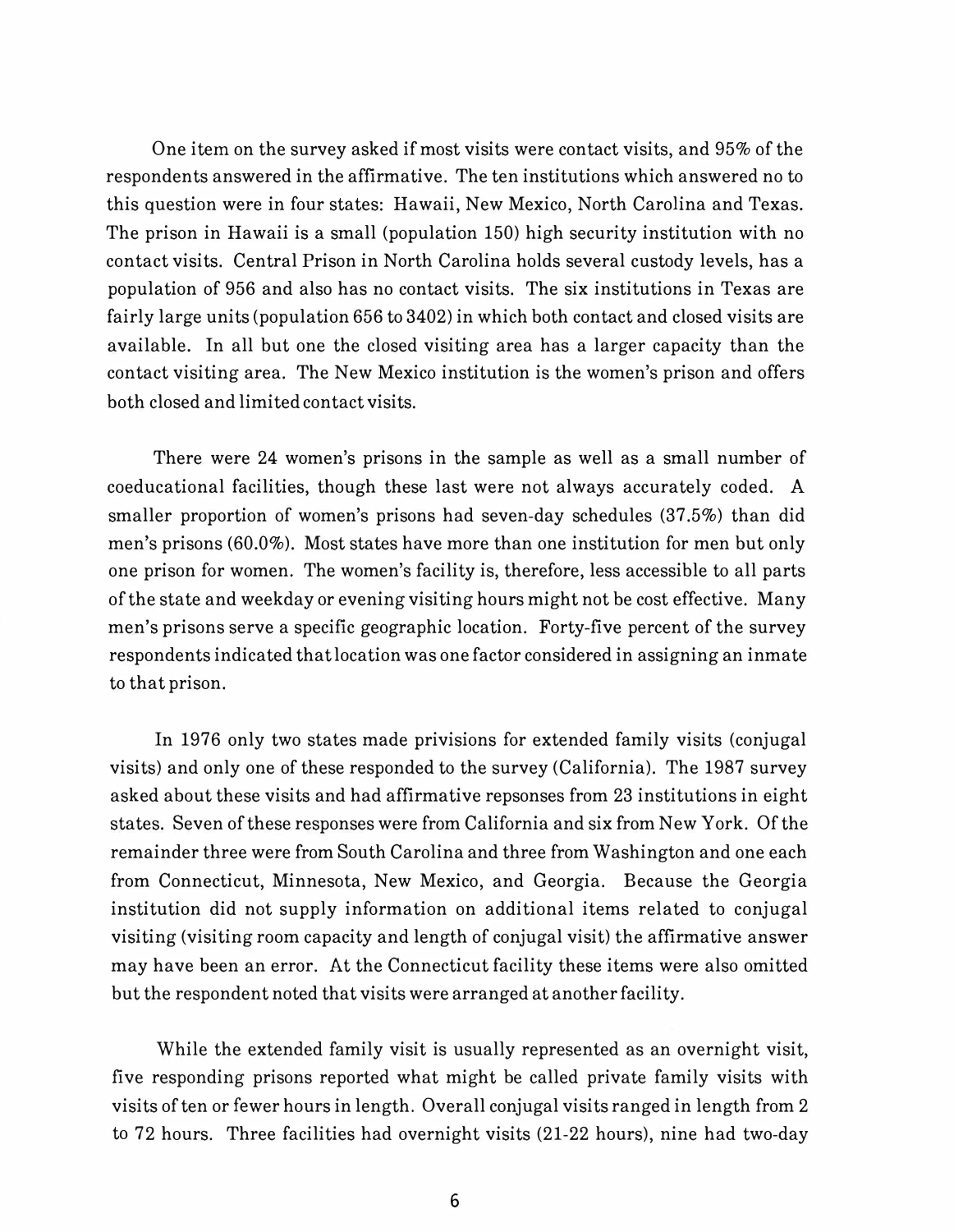One item on the survey asked if most visits were contact visits, and 95% of the respondents answered in the affirmative. The ten institutions which answered no to this question were in four states: Hawaii, New Mexico, North Carolina and Texas. The prison in Hawaii is a small (population 150) high security institution with no contact visits. Central Prison in North Carolina holds several custody levels, has a population of 956 and also has no contact visits. The six institutions in Texas are fairly large units (population 656 to 3402) in which both contact and closed visits are available. In all but one the closed visiting area has a larger capacity than the contact visiting area. The New Mexico institution is the women's prison and offers both closed and limited contact visits.

There were 24 women's prisons in the sample as well as a small number of coeducational facilities, though these last were not always accurately coded. A smaller proportion of women's prisons had seven-day schedules (37.5%) than did men's prisons (60.0%). Most states have more than one institution for men but only one prison for women. The women's facility is, therefore, less accessible to all parts of the state and weekday or evening visiting hours might not be cost effective. Many men's prisons serve a specific geographic location. Forty-five percent of the survey respondents indicated that location was one factor considered in assigning an inmate to that prison.

In 1976 only two states made privisions for extended family visits (conjugal visits) and only one of these responded to the survey (California). The 1987 survey asked about these visits and had affirmative repsonses from 23 institutions in eight states. Seven of these responses were from California and six from New York. Of the remainder three were from South Carolina and three from Washington and one each from Connecticut, Minnesota, New Mexico, and Georgia. Because the Georgia institution did not supply information on additional items related to conjugal visiting (visiting room capacity and length of conjugal visit) the affirmative answer may have been an error. At the Connecticut facility these items were also omitted but the respondent noted that visits were arranged at another facility.

While the extended family visit is usually represented as an overnight visit, five responding prisons reported what might be called private family visits with visits of ten or fewer hours in length. Overall conjugal visits ranged in length from 2 to 72 hours. Three facilities had overnight visits (21-22 hours), nine had two-day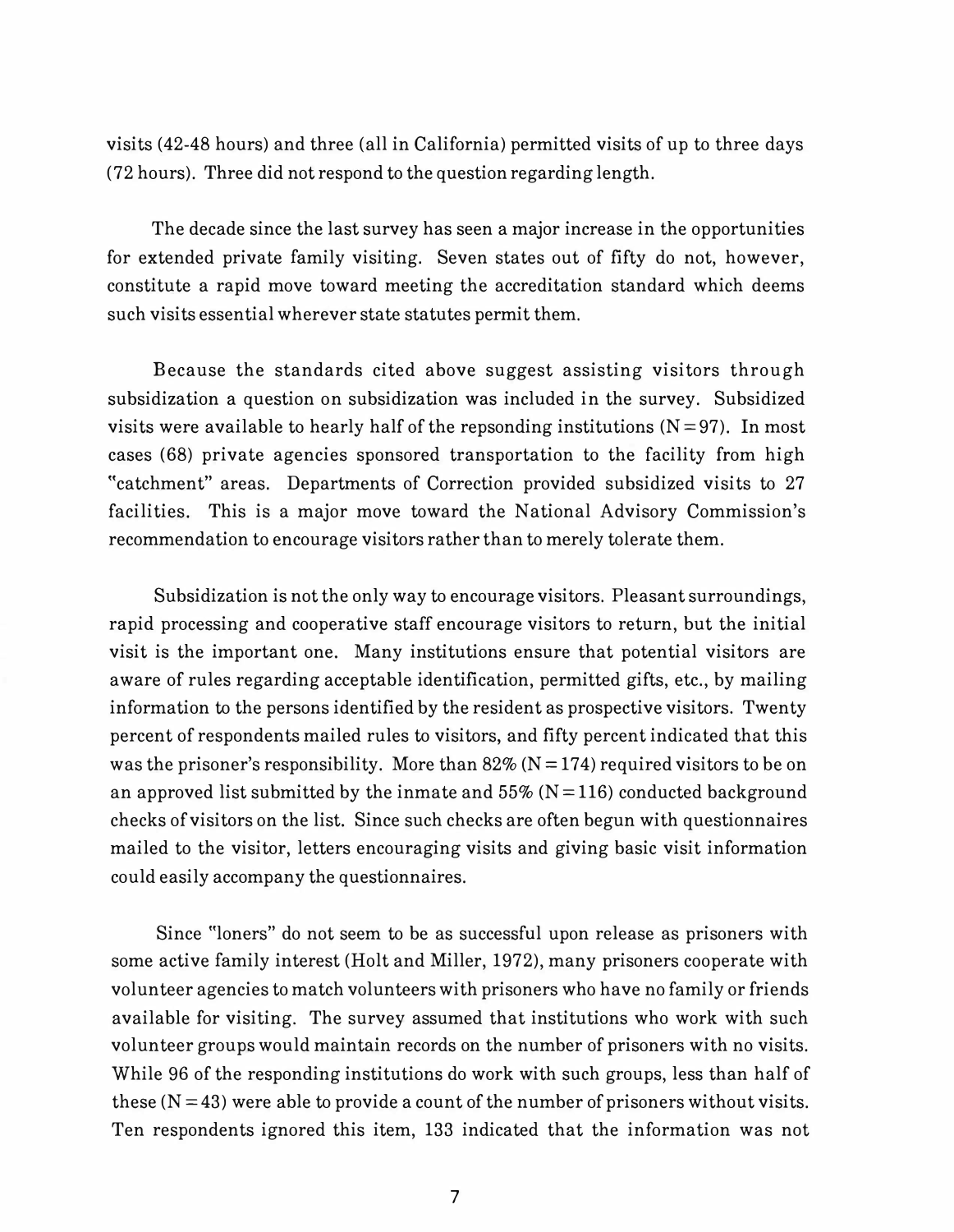visits (42-48 hours) and three (all in California) permitted visits of up to three days (72 hours). Three did not respond to the question regarding length.

The decade since the last survey has seen a major increase in the opportunities for extended private family visiting. Seven states out of fifty do not, however, constitute a rapid move toward meeting the accreditation standard which deems such visits essential wherever state statutes permit them.

Because the standards cited above suggest assisting visitors through subsidization a question on subsidization was included in the survey. Subsidized visits were available to hearly half of the repsonding institutions (N = 97). In most cases (68) private agencies sponsored transportation to the facility from high "catchment" areas. Departments of Correction provided subsidized visits to 27 facilities. This is a major move toward the National Advisory Commission's recommendation to encourage visitors rather than to merely tolerate them.

Subsidization is not the only way to encourage visitors. Pleasant surroundings, rapid processing and cooperative staff encourage visitors to return, but the initial visit is the important one. Many institutions ensure that potential visitors are aware of rules regarding acceptable identification, permitted gifts, etc., by mailing information to the persons identified by the resident as prospective visitors. Twenty percent of respondents mailed rules to visitors, and fifty percent indicated that this was the prisoner's responsibility. More than 82% (N = 174) required visitors to be on an approved list submitted by the inmate and 55% (N = 116) conducted background checks of visitors on the list. Since such checks are often begun with questionnaires mailed to the visitor, letters encouraging visits and giving basic visit information could easily accompany the questionnaires.

Since "loners" do not seem to be as successful upon release as prisoners with some active family interest (Holt and Miller, 1972), many prisoners cooperate with volunteer agencies to match volunteers with prisoners who have no family or friends available for visiting. The survey assumed that institutions who work with such volunteer groups would maintain records on the number of prisoners with no visits. While 96 of the responding institutions do work with such groups, less than half of these (N = 43) were able to provide a count of the number of prisoners without visits. Ten respondents ignored this item, 133 indicated that the information was not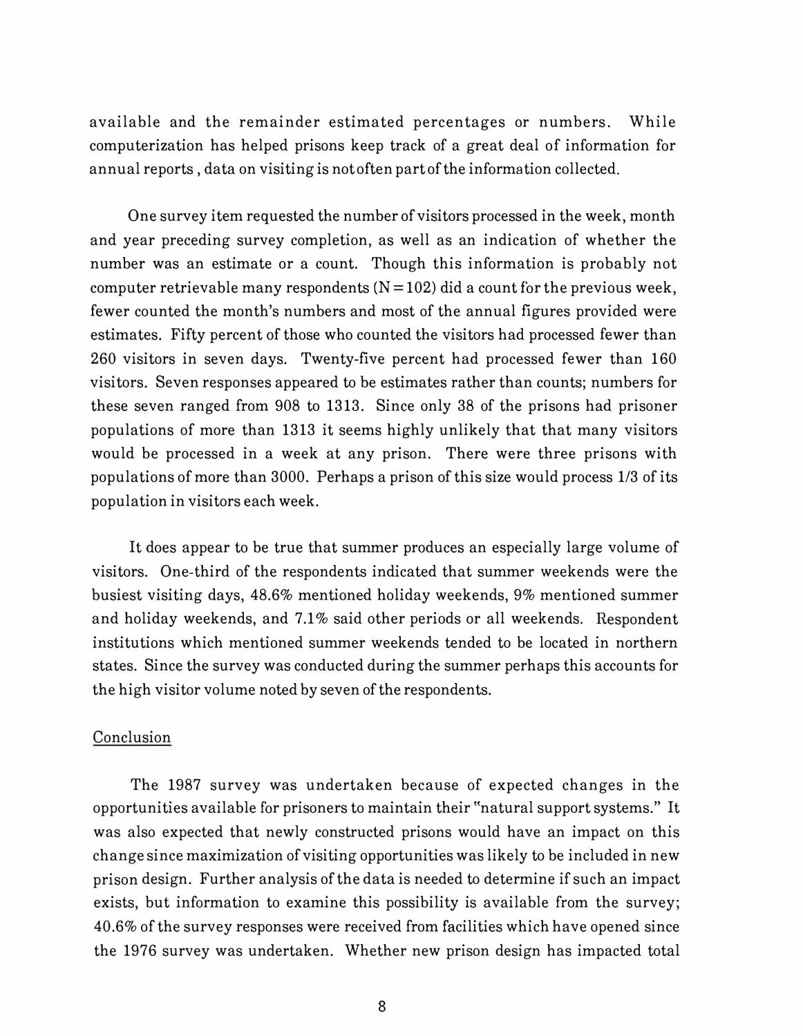available and the remainder estimated percentages or numbers. While computerization has helped prisons keep track of a great deal of information for annual reports , data on visiting is not often part of the information collected.

One survey item requested the number of visitors processed in the week, month and year preceding survey completion, as well as an indication of whether the number was an estimate or a count. Though this information is probably not computer retrievable many respondents (N = 102) did a count for the previous week, fewer counted the month's numbers and most of the annual figures provided were estimates. Fifty percent of those who counted the visitors had processed fewer than 260 visitors in seven days. Twenty-five percent had processed fewer than 160 visitors. Seven responses appeared to be estimates rather than counts; numbers for these seven ranged from 908 to 1313. Since only 38 of the prisons had prisoner populations of more than 1313 it seems highly unlikely that that many visitors would be processed in a week at any prison. There were three prisons with populations of more than 3000. Perhaps a prison of this size would process 1/3 of its population in visitors each week.

It does appear to be true that summer produces an especially large volume of visitors. One-third of the respondents indicated that summer weekends were the busiest visiting days, 48.6% mentioned holiday weekends, 9% mentioned summer and holiday weekends, and 7.1% said other periods or all weekends. Respondent institutions which mentioned summer weekends tended to be located in northern states. Since the survey was conducted during the summer perhaps this accounts for the high visitor volume noted by seven of the respondents.

## Conclusion

The 1987 survey was undertaken because of expected changes in the opportunities available for prisoners to maintain their "natural support systems." It was also expected that newly constructed prisons would have an impact on this change since maximization of visiting opportunities was likely to be included in new prison design. Further analysis of the data is needed to determine if such an impact exists, but information to examine this possibility is available from the survey; 40.6% of the survey responses were received from facilities which have opened since the 1976 survey was undertaken. Whether new prison design has impacted total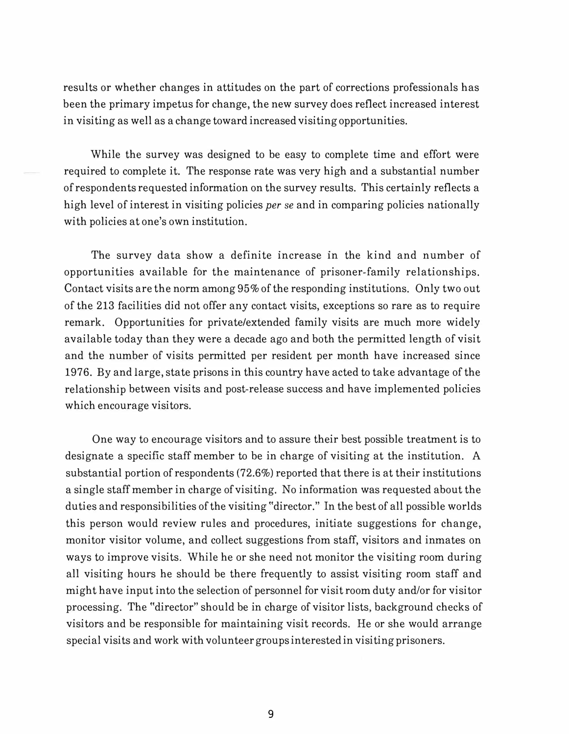results or whether changes in attitudes on the part of corrections professionals has been the primary impetus for change, the new survey does reflect increased interest in visiting as well as a change toward increased visiting opportunities.

While the survey was designed to be easy to complete time and effort were required to complete it. The response rate was very high and a substantial number of respondents requested information on the survey results. This certainly reflects a high level of interest in visiting policies *per se* and in comparing policies nationally with policies at one's own institution.

The survey data show a definite increase in the kind and number of opportunities available for the maintenance of prisoner-family relationships. Contact visits are the norm among 95% of the responding institutions. Only two out of the 213 facilities did not offer any contact visits, exceptions so rare as to require remark. Opportunities for private/extended family visits are much more widely available today than they were a decade ago and both the permitted length of visit and the number of visits permitted per resident per month have increased since 1976. By and large, state prisons in this country have acted to take advantage of the relationship between visits and post-release success and have implemented policies which encourage visitors.

One way to encourage visitors and to assure their best possible treatment is to designate a specific staff member to be in charge of visiting at the institution. A substantial portion of respondents (72.6%) reported that there is at their institutions a single staff member in charge of visiting. No information was requested about the duties and responsibilities of the visiting "director." In the best of all possible worlds this person would review rules and procedures, initiate suggestions for change, monitor visitor volume, and collect suggestions from staff, visitors and inmates on ways to improve visits. While he or she need not monitor the visiting room during all visiting hours he should be there frequently to assist visiting room staff and might have input into the selection of personnel for visit room duty and/or for visitor processing. The "director" should be in charge of visitor lists, background checks of visitors and be responsible for maintaining visit records. He or she would arrange special visits and work with volunteer groups interested in visiting prisoners.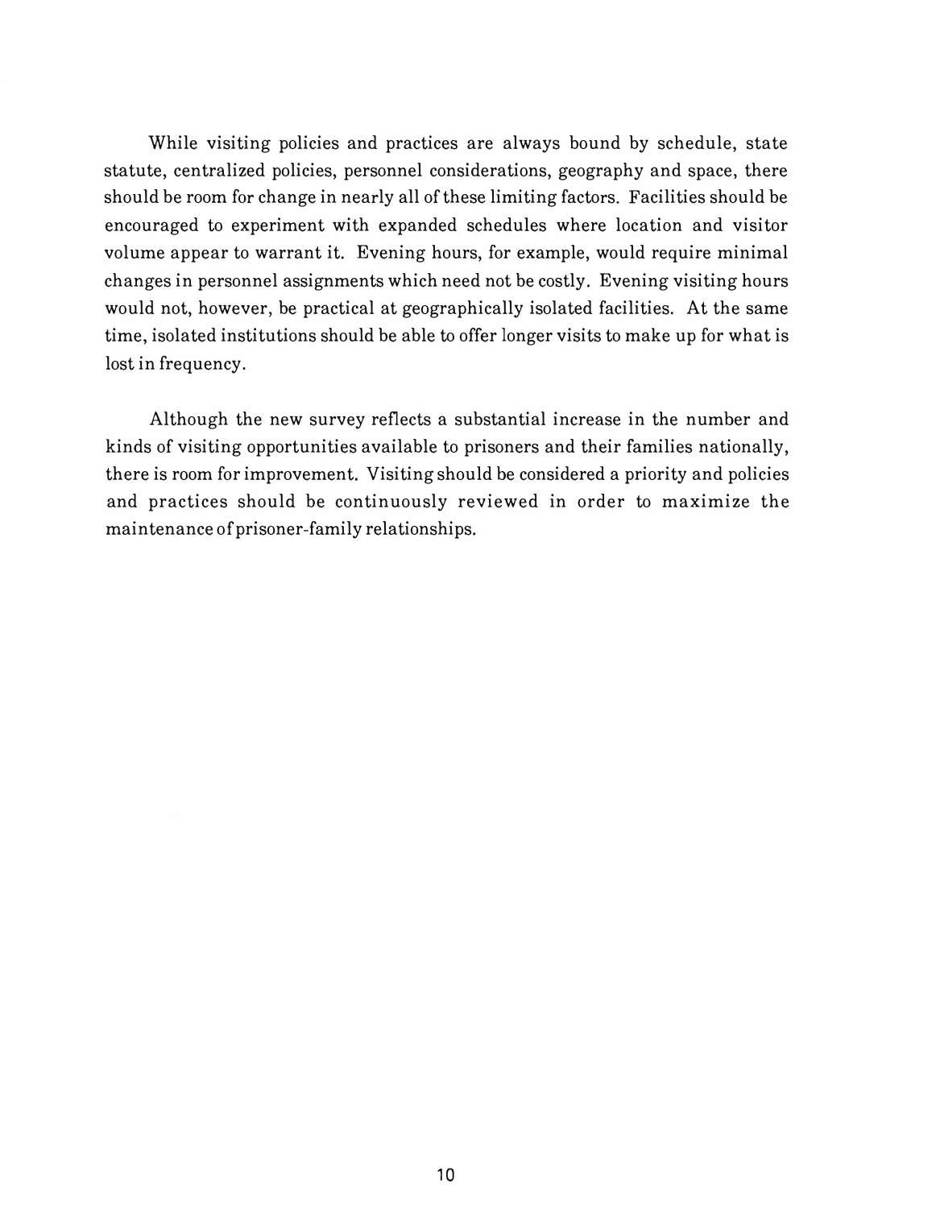While visiting policies and practices are always bound by schedule, state statute, centralized policies, personnel considerations, geography and space, there should be room for change in nearly all of these limiting factors. Facilities should be encouraged to experiment with expanded schedules where location and visitor volume appear to warrant it. Evening hours, for example, would require minimal changes in personnel assignments which need not be costly. Evening visiting hours would not, however, be practical at geographically isolated facilities. At the same time, isolated institutions should be able to offer longer visits to make up for what is lost in frequency.

Although the new survey reflects a substantial increase in the number and kinds of visiting opportunities available to prisoners and their families nationally, there is room for improvement. Visiting should be considered a priority and policies and practices should be continuously reviewed in order to maximize the maintenance of prisoner-family relationships.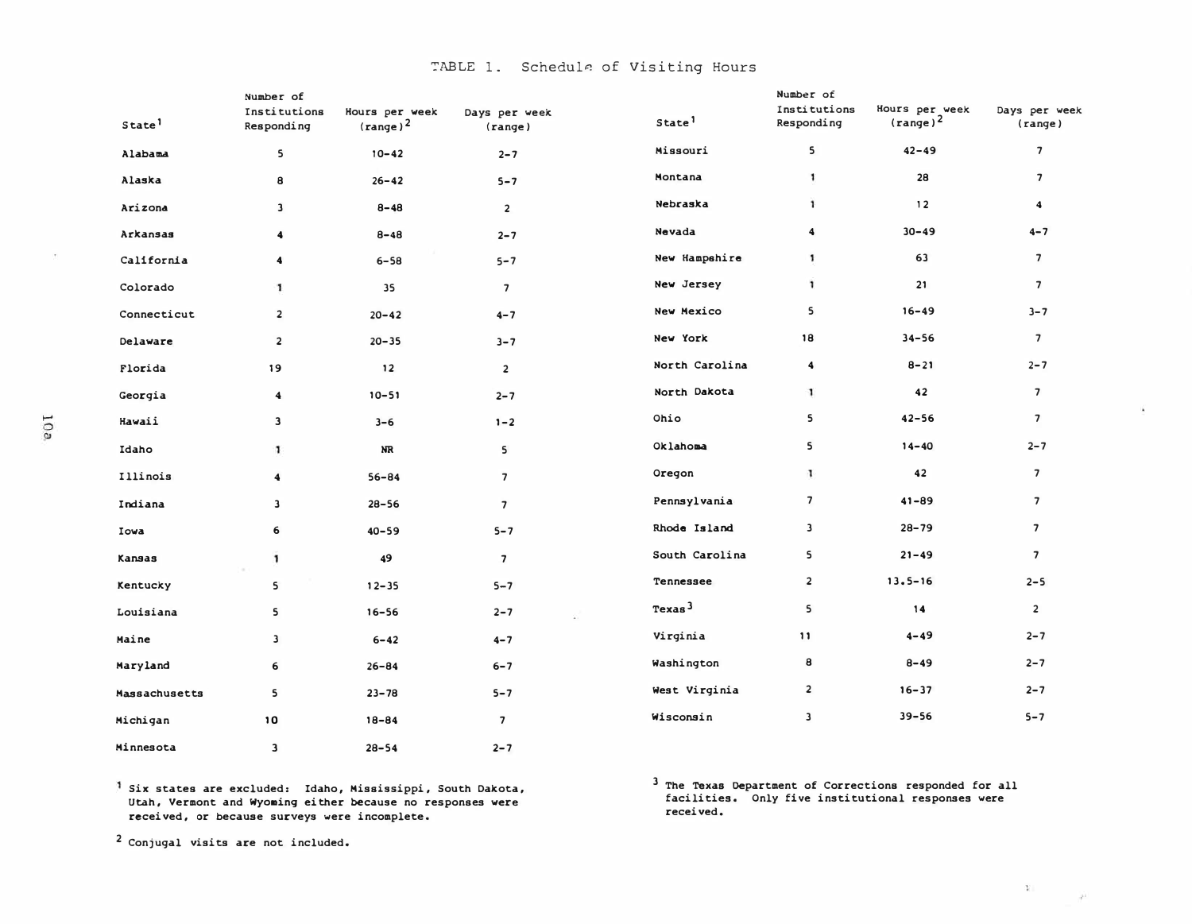# TABLE 1. Schedule of Visiting Hours

| State[1] | Number of Institutions Responding | Hours per week (range)[2] | Days per week (range) |
|---|---|---|---|
| Alabama | 5 | 10-42 | 2-7 |
| Alaska | 8 | 26-42 | 5-7 |
| Arizona | 3 | 8-48 | 2 |
| Arkansas | 4 | 8-48 | 2-7 |
| California | 4 | 6-58 | 5-7 |
| Colorado | 1 | 35 | 7 |
| Connecticut | 2 | 20-42 | 4-7 |
| Delaware | 2 | 20-35 | 3-7 |
| Florida | 19 | 12 | 2 |
| Georgia | 4 | 10-51 | 2-7 |
| Hawaii | 3 | 3-6 | 1-2 |
| Idaho | 1 | NR | 5 |
| Illinois | 4 | 56-84 | 7 |
| Indiana | 3 | 28-56 | 7 |
| Iowa | 6 | 40-59 | 5-7 |
| Kansas | 1 | 49 | 7 |
| Kentucky | 5 | 12-35 | 5-7 |
| Louisiana | 5 | 16-56 | 2-7 |
| Maine | 3 | 6-42 | 4-7 |
| Maryland | 6 | 26-84 | 6-7 |
| Massachusetts | 5 | 23-78 | 5-7 |
| Michigan | 10 | 18-84 | 7 |
| Minnesota | 3 | 28-54 | 2-7 |
| Missouri | 5 | 42-49 | 7 |
| Montana | 1 | 28 | 7 |
| Nebraska | 1 | 12 | 4 |
| Nevada | 4 | 30-49 | 4-7 |
| New Hampshire | 1 | 63 | 7 |
| New Jersey | 1 | 21 | 7 |
| New Mexico | 5 | 16-49 | 3-7 |
| New York | 18 | 34-56 | 7 |
| North Carolina | 4 | 8-21 | 2-7 |
| North Dakota | 1 | 42 | 7 |
| Ohio | 5 | 42-56 | 7 |
| Oklahoma | 5 | 14-40 | 2-7 |
| Oregon | 1 | 42 | 7 |
| Pennsylvania | 7 | 41-89 | 7 |
| Rhode Island | 3 | 28-79 | 7 |
| South Carolina | 5 | 21-49 | 7 |
| Tennessee | 2 | 13.5-16 | 2-5 |
| Texas[3] | 5 | 14 | 2 |
| Virginia | 11 | 4-49 | 2-7 |
| Washington | 8 | 8-49 | 2-7 |
| West Virginia | 2 | 16-37 | 2-7 |
| Wisconsin | 3 | 39-56 | 5-7 |

[1] Six states are excluded: Idaho, Mississippi, South Dakota, Utah, Vermont and Wyoming either because no responses were received, or because surveys were incomplete.

[2] Conjugal visits are not included.

[3] The Texas Department of Corrections responded for all facilities. Only five institutional responses were received.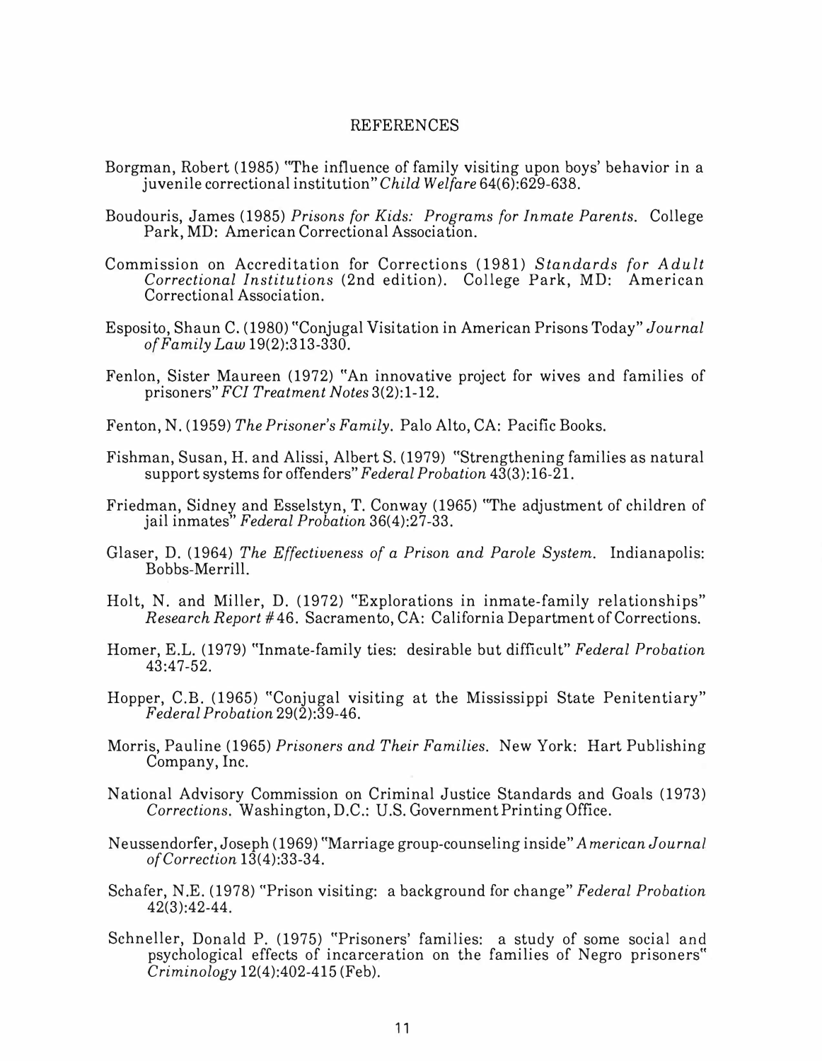# REFERENCES

Borgman, Robert (1985) "The influence of family visiting upon boys' behavior in a juvenile correctional institution" *Child Welfare* 64(6):629-638.

Boudouris, James (1985) *Prisons for Kids: Programs for Inmate Parents.* College Park, MD: American Correctional Association.

Commission on Accreditation for Corrections (1981) *Standards for Adult Correctional Institutions* (2nd edition). College Park, MD: American Correctional Association.

Esposito, Shaun C. (1980) "Conjugal Visitation in American Prisons Today" *Journal of Family Law* 19(2):313-330.

Fenlon, Sister Maureen (1972) "An innovative project for wives and families of prisoners" *FCI Treatment Notes* 3(2):1-12.

Fenton, N. (1959) *The Prisoner's Family.* Palo Alto, CA: Pacific Books.

Fishman, Susan, H. and Alissi, Albert S. (1979) "Strengthening families as natural support systems for offenders" *Federal Probation* 43(3):16-21.

Friedman, Sidney and Esselstyn, T. Conway (1965) "The adjustment of children of jail inmates" *Federal Probation* 36(4):27-33.

Glaser, D. (1964) *The Effectiveness of a Prison and Parole System.* Indianapolis: Bobbs-Merrill.

Holt, N. and Miller, D. (1972) "Explorations in inmate-family relationships" *Research Report* #46. Sacramento, CA: California Department of Corrections.

Homer, E.L. (1979) "Inmate-family ties: desirable but difficult" *Federal Probation* 43:47-52.

Hopper, C.B. (1965) "Conjugal visiting at the Mississippi State Penitentiary" *Federal Probation* 29(2):39-46.

Morris, Pauline (1965) *Prisoners and Their Families.* New York: Hart Publishing Company, Inc.

National Advisory Commission on Criminal Justice Standards and Goals (1973) *Corrections.* Washington, D.C.: U.S. Government Printing Office.

Neussendorfer, Joseph (1969) "Marriage group-counseling inside" *American Journal of Correction* 13(4):33-34.

Schafer, N.E. (1978) "Prison visiting: a background for change" *Federal Probation* 42(3):42-44.

Schneller, Donald P. (1975) "Prisoners' families: a study of some social and psychological effects of incarceration on the families of Negro prisoners" *Criminology* 12(4):402-415 (Feb).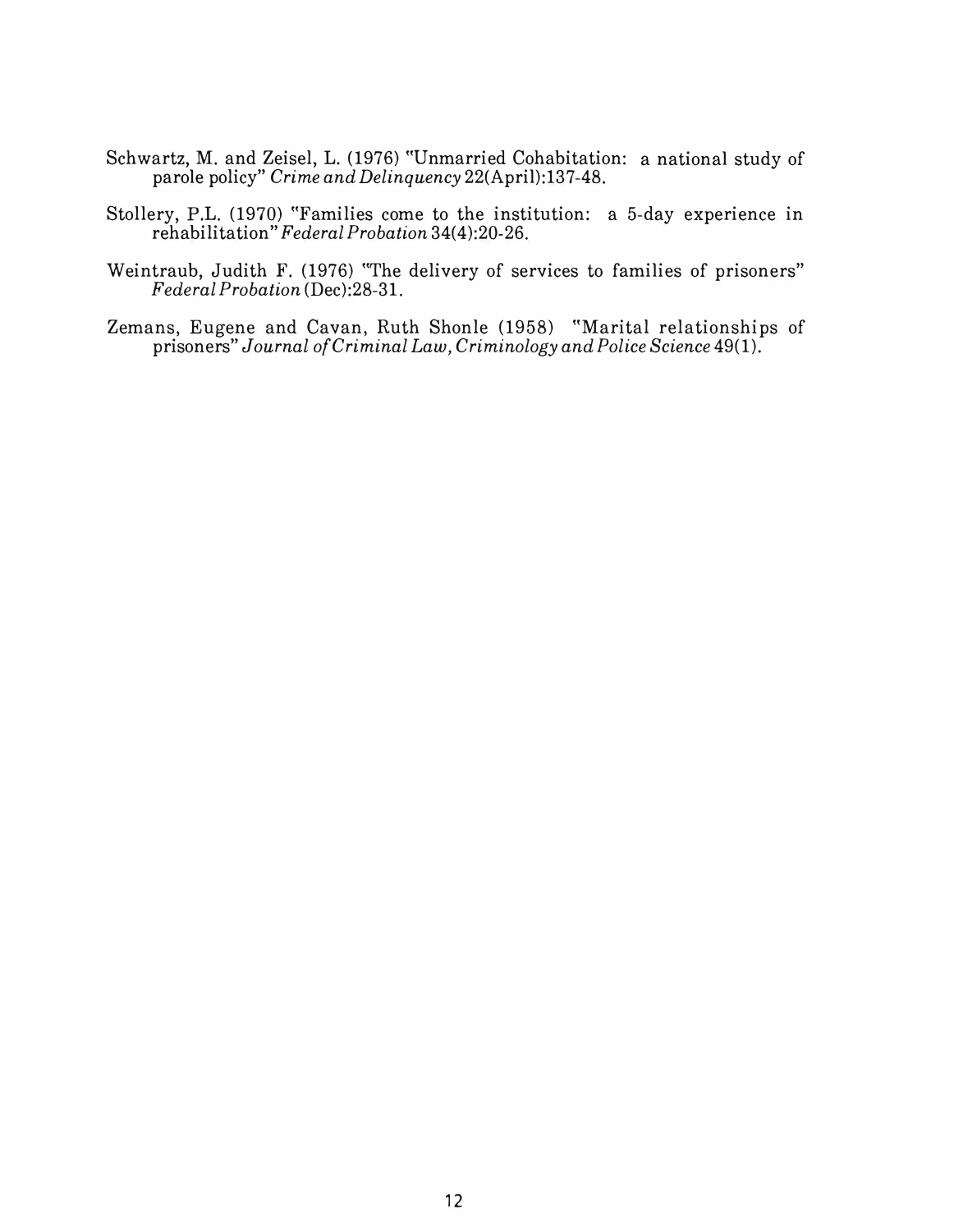Schwartz, M. and Zeisel, L. (1976) "Unmarried Cohabitation: a national study of parole policy" *Crime and Delinquency* 22(April):137-48.

Stollery, P.L. (1970) "Families come to the institution: a 5-day experience in rehabilitation" *Federal Probation* 34(4):20-26.

Weintraub, Judith F. (1976) "The delivery of services to families of prisoners" *Federal Probation* (Dec):28-31.

Zemans, Eugene and Cavan, Ruth Shonle (1958) "Marital relationships of prisoners" *Journal of Criminal Law, Criminology and Police Science* 49(1).